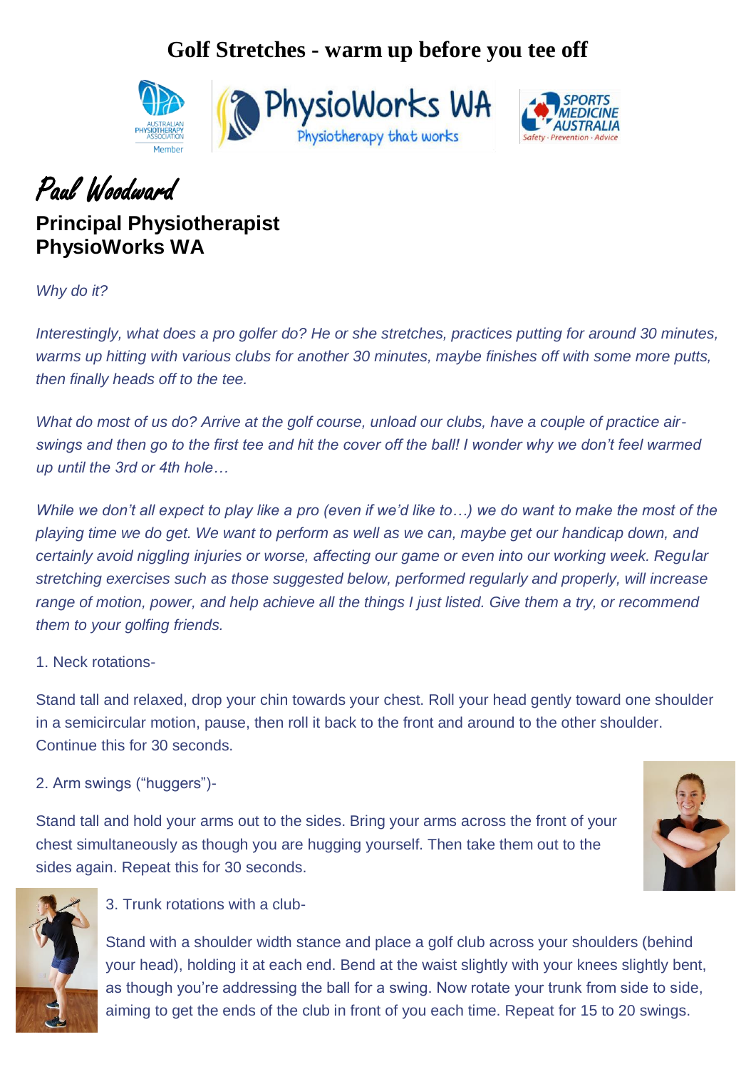# Golf Stretches - warm up before you tee off

*Paul Woodward*

**Principal Physiotherapist**
**PhysioWorks WA**

*Why do it?*

*Interestingly, what does a pro golfer do? He or she stretches, practices putting for around 30 minutes, warms up hitting with various clubs for another 30 minutes, maybe finishes off with some more putts, then finally heads off to the tee.*

*What do most of us do? Arrive at the golf course, unload our clubs, have a couple of practice air-swings and then go to the first tee and hit the cover off the ball! I wonder why we don't feel warmed up until the 3rd or 4th hole…*

*While we don't all expect to play like a pro (even if we'd like to…) we do want to make the most of the playing time we do get. We want to perform as well as we can, maybe get our handicap down, and certainly avoid niggling injuries or worse, affecting our game or even into our working week. Regular stretching exercises such as those suggested below, performed regularly and properly, will increase range of motion, power, and help achieve all the things I just listed. Give them a try, or recommend them to your golfing friends.*

1. Neck rotations-

Stand tall and relaxed, drop your chin towards your chest. Roll your head gently toward one shoulder in a semicircular motion, pause, then roll it back to the front and around to the other shoulder. Continue this for 30 seconds.

2. Arm swings ("huggers")-

Stand tall and hold your arms out to the sides. Bring your arms across the front of your chest simultaneously as though you are hugging yourself. Then take them out to the sides again. Repeat this for 30 seconds.

3. Trunk rotations with a club-

Stand with a shoulder width stance and place a golf club across your shoulders (behind your head), holding it at each end. Bend at the waist slightly with your knees slightly bent, as though you're addressing the ball for a swing. Now rotate your trunk from side to side, aiming to get the ends of the club in front of you each time. Repeat for 15 to 20 swings.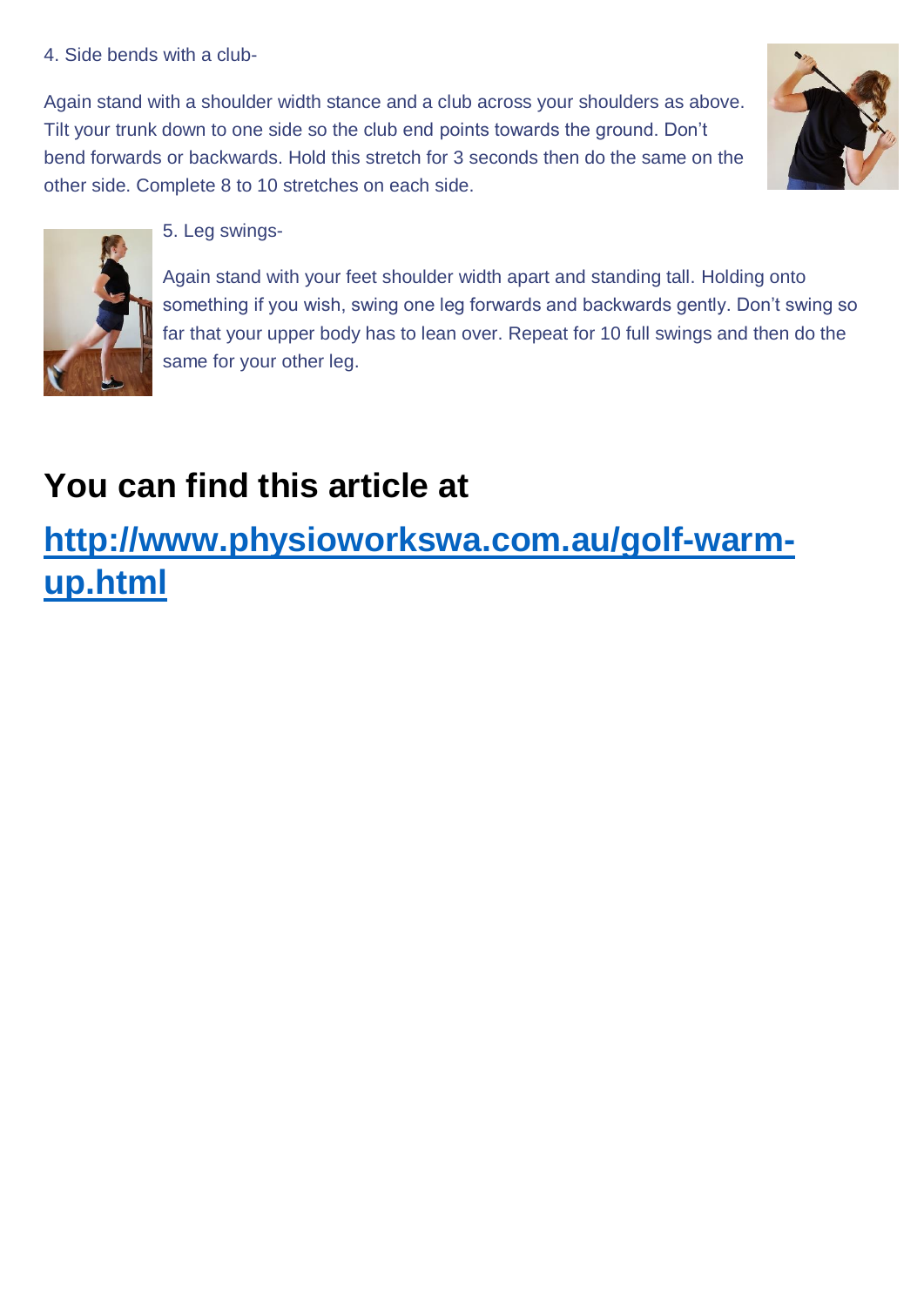4. Side bends with a club-

Again stand with a shoulder width stance and a club across your shoulders as above. Tilt your trunk down to one side so the club end points towards the ground. Don't bend forwards or backwards. Hold this stretch for 3 seconds then do the same on the other side. Complete 8 to 10 stretches on each side.

5. Leg swings-

Again stand with your feet shoulder width apart and standing tall. Holding onto something if you wish, swing one leg forwards and backwards gently. Don't swing so far that your upper body has to lean over. Repeat for 10 full swings and then do the same for your other leg.

## You can find this article at

## [http://www.physioworkswa.com.au/golf-warm-up.html](http://www.physioworkswa.com.au/golf-warm-up.html)